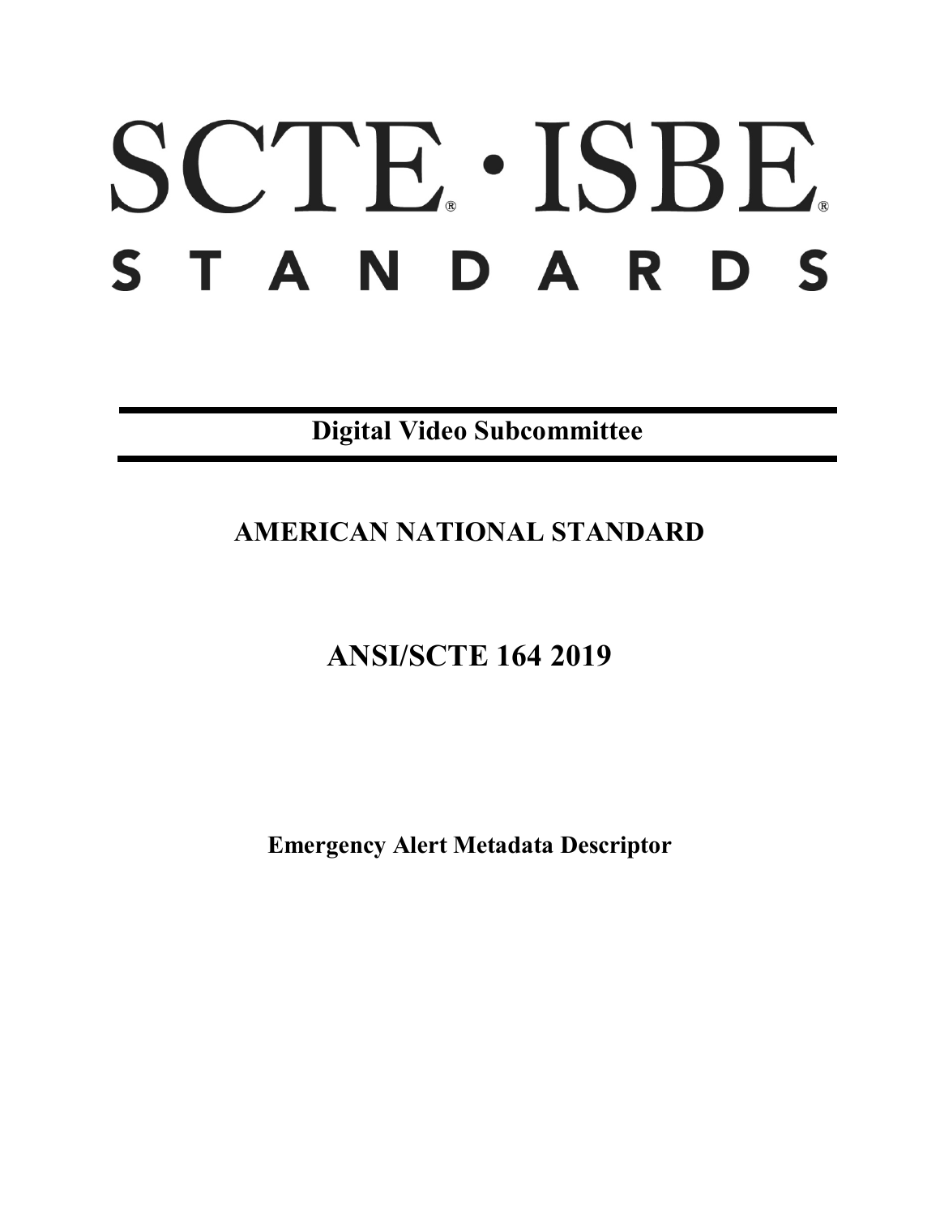# SCTE · ISBE

## STANDARDS

**Digital Video Subcommittee**

**AMERICAN NATIONAL STANDARD**

# ANSI/SCTE 164 2019

**Emergency Alert Metadata Descriptor**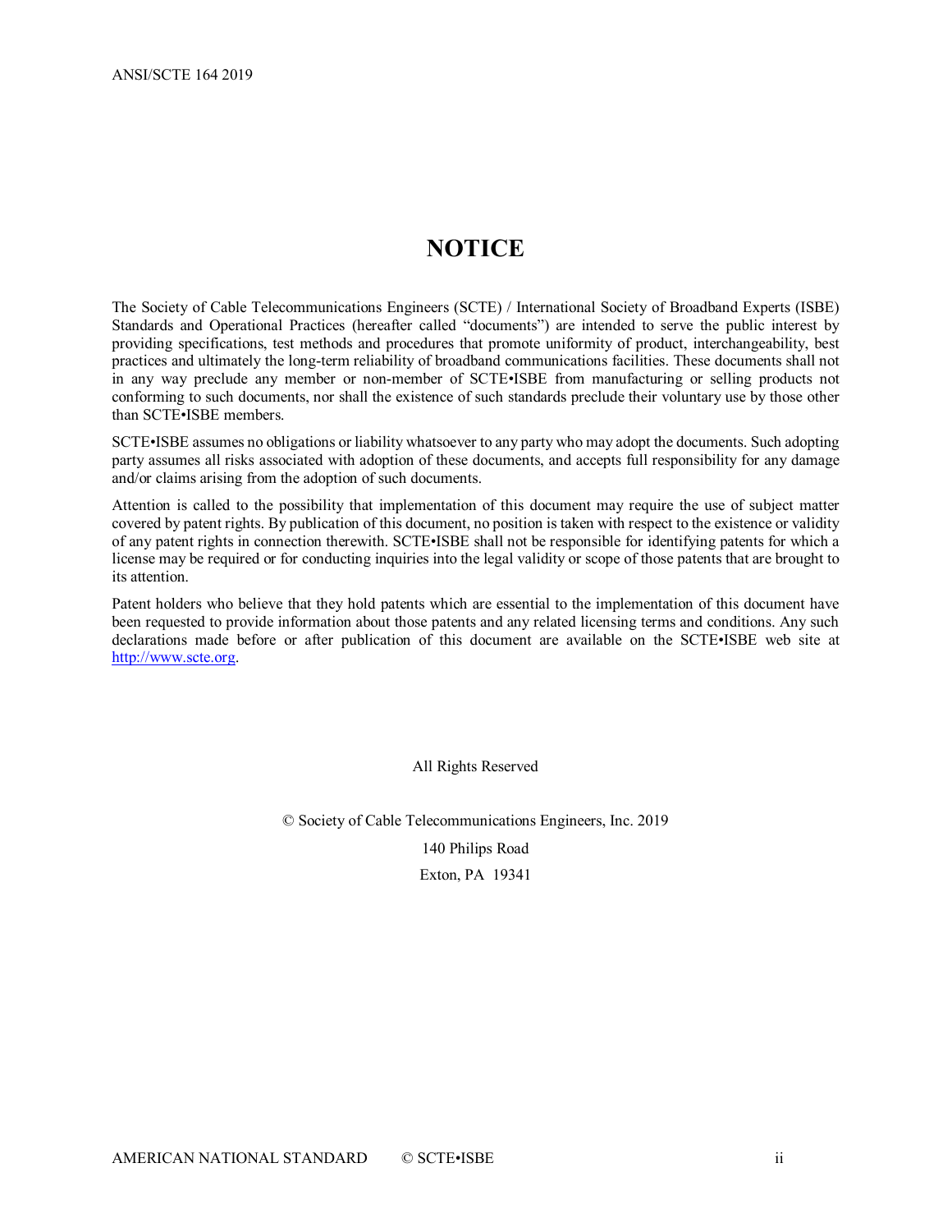# NOTICE

The Society of Cable Telecommunications Engineers (SCTE) / International Society of Broadband Experts (ISBE) Standards and Operational Practices (hereafter called "documents") are intended to serve the public interest by providing specifications, test methods and procedures that promote uniformity of product, interchangeability, best practices and ultimately the long-term reliability of broadband communications facilities. These documents shall not in any way preclude any member or non-member of SCTE•ISBE from manufacturing or selling products not conforming to such documents, nor shall the existence of such standards preclude their voluntary use by those other than SCTE•ISBE members.

SCTE•ISBE assumes no obligations or liability whatsoever to any party who may adopt the documents. Such adopting party assumes all risks associated with adoption of these documents, and accepts full responsibility for any damage and/or claims arising from the adoption of such documents.

Attention is called to the possibility that implementation of this document may require the use of subject matter covered by patent rights. By publication of this document, no position is taken with respect to the existence or validity of any patent rights in connection therewith. SCTE•ISBE shall not be responsible for identifying patents for which a license may be required or for conducting inquiries into the legal validity or scope of those patents that are brought to its attention.

Patent holders who believe that they hold patents which are essential to the implementation of this document have been requested to provide information about those patents and any related licensing terms and conditions. Any such declarations made before or after publication of this document are available on the SCTE•ISBE web site at http://www.scte.org.

All Rights Reserved

© Society of Cable Telecommunications Engineers, Inc. 2019

140 Philips Road

Exton, PA 19341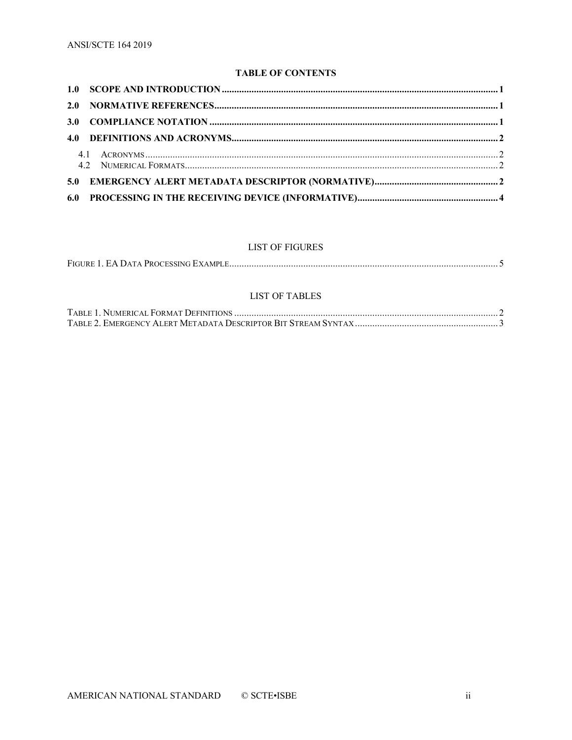**TABLE OF CONTENTS**

**1.0 SCOPE AND INTRODUCTION ............................................................................................................ 1**

**2.0 NORMATIVE REFERENCES................................................................................................................ 1**

**3.0 COMPLIANCE NOTATION .................................................................................................................. 1**

**4.0 DEFINITIONS AND ACRONYMS........................................................................................................ 2**

4.1 ACRONYMS ........................................................................................................................................ 2
4.2 NUMERICAL FORMATS........................................................................................................................ 2

**5.0 EMERGENCY ALERT METADATA DESCRIPTOR (NORMATIVE)................................................. 2**

**6.0 PROCESSING IN THE RECEIVING DEVICE (INFORMATIVE)......................................................... 4**

LIST OF FIGURES

FIGURE 1. EA DATA PROCESSING EXAMPLE........................................................................................................ 5

LIST OF TABLES

TABLE 1. NUMERICAL FORMAT DEFINITIONS ....................................................................................................... 2
TABLE 2. EMERGENCY ALERT METADATA DESCRIPTOR BIT STREAM SYNTAX ...................................................... 3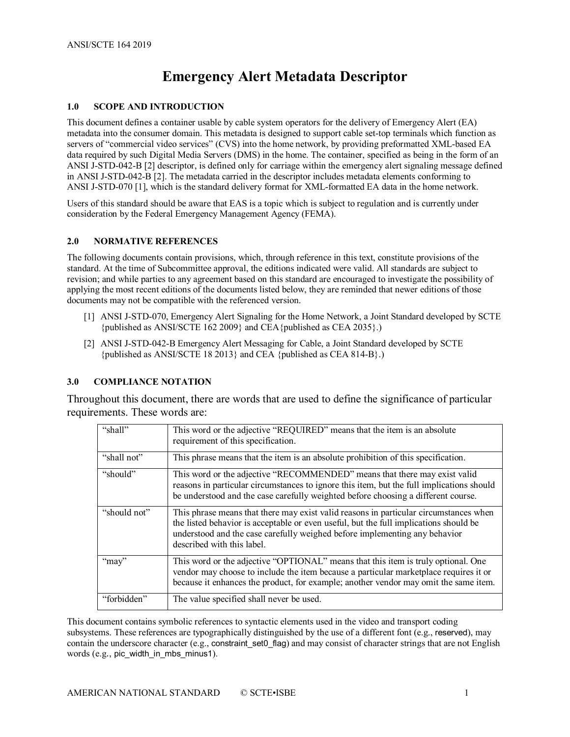# Emergency Alert Metadata Descriptor

## 1.0 SCOPE AND INTRODUCTION

This document defines a container usable by cable system operators for the delivery of Emergency Alert (EA) metadata into the consumer domain. This metadata is designed to support cable set-top terminals which function as servers of "commercial video services" (CVS) into the home network, by providing preformatted XML-based EA data required by such Digital Media Servers (DMS) in the home. The container, specified as being in the form of an ANSI J-STD-042-B [2] descriptor, is defined only for carriage within the emergency alert signaling message defined in ANSI J-STD-042-B [2]. The metadata carried in the descriptor includes metadata elements conforming to ANSI J-STD-070 [1], which is the standard delivery format for XML-formatted EA data in the home network.

Users of this standard should be aware that EAS is a topic which is subject to regulation and is currently under consideration by the Federal Emergency Management Agency (FEMA).

## 2.0 NORMATIVE REFERENCES

The following documents contain provisions, which, through reference in this text, constitute provisions of the standard. At the time of Subcommittee approval, the editions indicated were valid. All standards are subject to revision; and while parties to any agreement based on this standard are encouraged to investigate the possibility of applying the most recent editions of the documents listed below, they are reminded that newer editions of those documents may not be compatible with the referenced version.

[1] ANSI J-STD-070, Emergency Alert Signaling for the Home Network, a Joint Standard developed by SCTE {published as ANSI/SCTE 162 2009} and CEA{published as CEA 2035}.)

[2] ANSI J-STD-042-B Emergency Alert Messaging for Cable, a Joint Standard developed by SCTE {published as ANSI/SCTE 18 2013} and CEA {published as CEA 814-B}.)

## 3.0 COMPLIANCE NOTATION

Throughout this document, there are words that are used to define the significance of particular requirements. These words are:

| | |
|---|---|
| "shall" | This word or the adjective "REQUIRED" means that the item is an absolute requirement of this specification. |
| "shall not" | This phrase means that the item is an absolute prohibition of this specification. |
| "should" | This word or the adjective "RECOMMENDED" means that there may exist valid reasons in particular circumstances to ignore this item, but the full implications should be understood and the case carefully weighted before choosing a different course. |
| "should not" | This phrase means that there may exist valid reasons in particular circumstances when the listed behavior is acceptable or even useful, but the full implications should be understood and the case carefully weighed before implementing any behavior described with this label. |
| "may" | This word or the adjective "OPTIONAL" means that this item is truly optional. One vendor may choose to include the item because a particular marketplace requires it or because it enhances the product, for example; another vendor may omit the same item. |
| "forbidden" | The value specified shall never be used. |

This document contains symbolic references to syntactic elements used in the video and transport coding subsystems. These references are typographically distinguished by the use of a different font (e.g., reserved), may contain the underscore character (e.g., constraint_set0_flag) and may consist of character strings that are not English words (e.g., pic_width_in_mbs_minus1).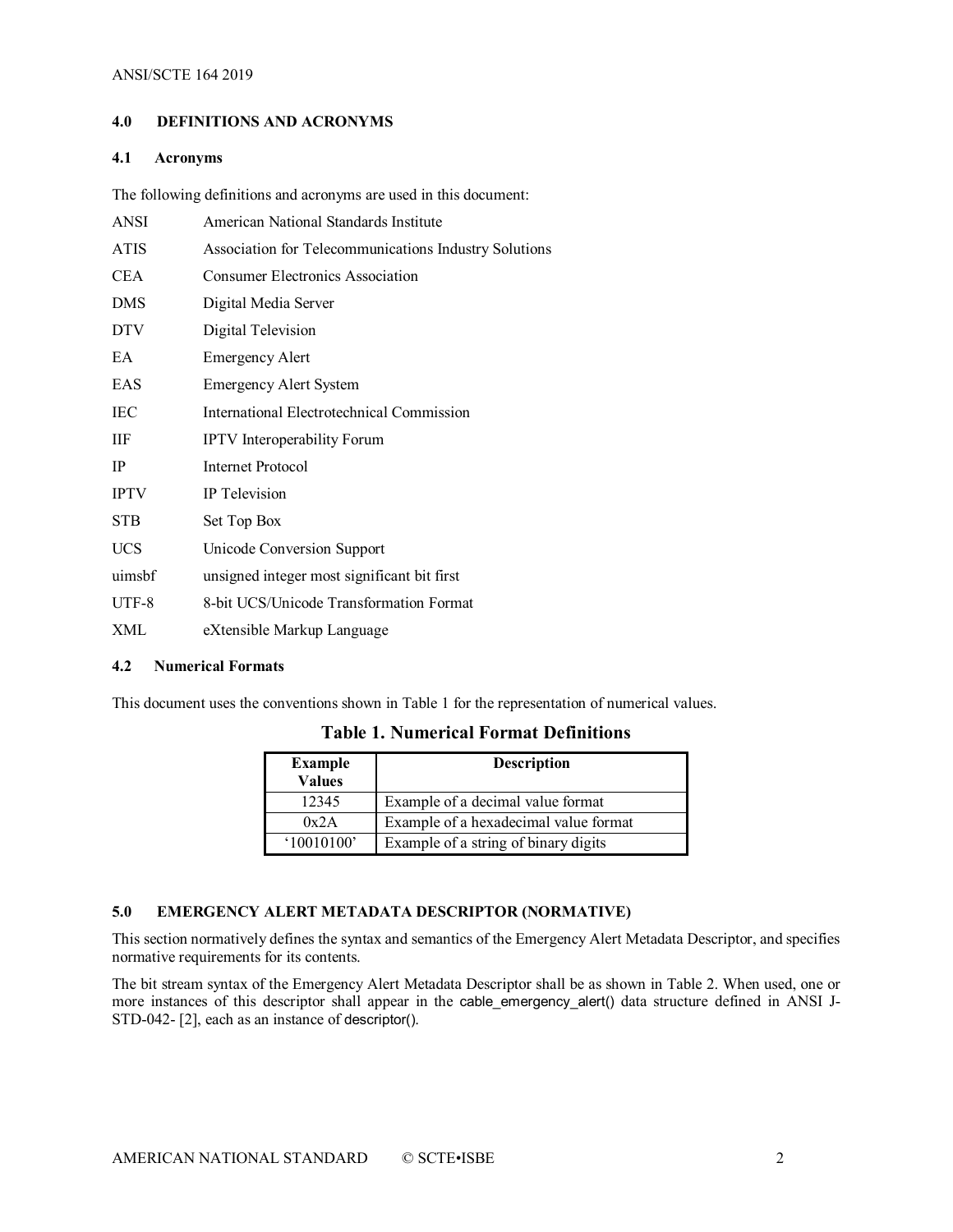## 4.0 DEFINITIONS AND ACRONYMS

### 4.1 Acronyms

The following definitions and acronyms are used in this document:

| | |
|---|---|
| ANSI | American National Standards Institute |
| ATIS | Association for Telecommunications Industry Solutions |
| CEA | Consumer Electronics Association |
| DMS | Digital Media Server |
| DTV | Digital Television |
| EA | Emergency Alert |
| EAS | Emergency Alert System |
| IEC | International Electrotechnical Commission |
| IIF | IPTV Interoperability Forum |
| IP | Internet Protocol |
| IPTV | IP Television |
| STB | Set Top Box |
| UCS | Unicode Conversion Support |
| uimsbf | unsigned integer most significant bit first |
| UTF-8 | 8-bit UCS/Unicode Transformation Format |
| XML | eXtensible Markup Language |

### 4.2 Numerical Formats

This document uses the conventions shown in Table 1 for the representation of numerical values.

**Table 1. Numerical Format Definitions**

| Example Values | Description |
|---|---|
| 12345 | Example of a decimal value format |
| 0x2A | Example of a hexadecimal value format |
| '10010100' | Example of a string of binary digits |

## 5.0 EMERGENCY ALERT METADATA DESCRIPTOR (NORMATIVE)

This section normatively defines the syntax and semantics of the Emergency Alert Metadata Descriptor, and specifies normative requirements for its contents.

The bit stream syntax of the Emergency Alert Metadata Descriptor shall be as shown in Table 2. When used, one or more instances of this descriptor shall appear in the cable_emergency_alert() data structure defined in ANSI J-STD-042- [2], each as an instance of descriptor().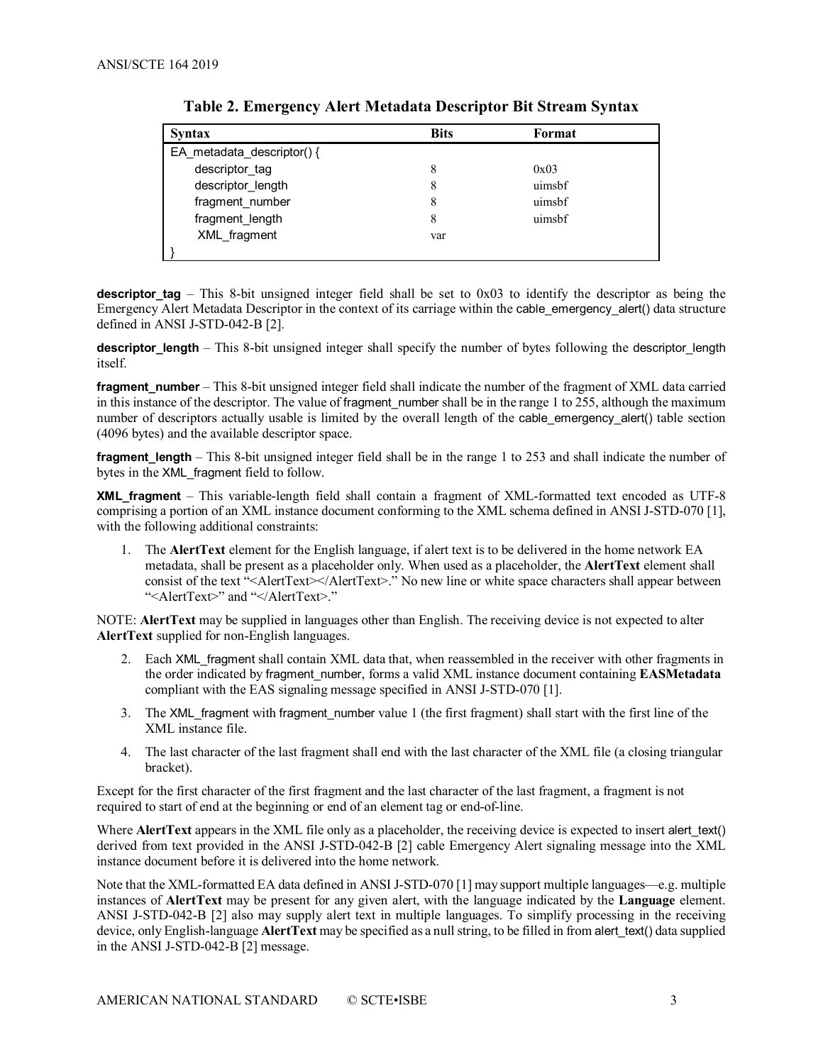**Table 2. Emergency Alert Metadata Descriptor Bit Stream Syntax**

| Syntax | Bits | Format |
|---|---|---|
| EA_metadata_descriptor() { | | |
| descriptor_tag | 8 | 0x03 |
| descriptor_length | 8 | uimsbf |
| fragment_number | 8 | uimsbf |
| fragment_length | 8 | uimsbf |
| XML_fragment | var | |
| } | | |

**descriptor_tag** – This 8-bit unsigned integer field shall be set to 0x03 to identify the descriptor as being the Emergency Alert Metadata Descriptor in the context of its carriage within the cable_emergency_alert() data structure defined in ANSI J-STD-042-B [2].

**descriptor_length** – This 8-bit unsigned integer shall specify the number of bytes following the descriptor_length itself.

**fragment_number** – This 8-bit unsigned integer field shall indicate the number of the fragment of XML data carried in this instance of the descriptor. The value of fragment_number shall be in the range 1 to 255, although the maximum number of descriptors actually usable is limited by the overall length of the cable_emergency_alert() table section (4096 bytes) and the available descriptor space.

**fragment_length** – This 8-bit unsigned integer field shall be in the range 1 to 253 and shall indicate the number of bytes in the XML_fragment field to follow.

**XML_fragment** – This variable-length field shall contain a fragment of XML-formatted text encoded as UTF-8 comprising a portion of an XML instance document conforming to the XML schema defined in ANSI J-STD-070 [1], with the following additional constraints:

1. The **AlertText** element for the English language, if alert text is to be delivered in the home network EA metadata, shall be present as a placeholder only. When used as a placeholder, the **AlertText** element shall consist of the text "<AlertText></AlertText>." No new line or white space characters shall appear between "<AlertText>" and "</AlertText>."

NOTE: **AlertText** may be supplied in languages other than English. The receiving device is not expected to alter **AlertText** supplied for non-English languages.

2. Each XML_fragment shall contain XML data that, when reassembled in the receiver with other fragments in the order indicated by fragment_number, forms a valid XML instance document containing **EASMetadata** compliant with the EAS signaling message specified in ANSI J-STD-070 [1].
3. The XML_fragment with fragment_number value 1 (the first fragment) shall start with the first line of the XML instance file.
4. The last character of the last fragment shall end with the last character of the XML file (a closing triangular bracket).

Except for the first character of the first fragment and the last character of the last fragment, a fragment is not required to start of end at the beginning or end of an element tag or end-of-line.

Where **AlertText** appears in the XML file only as a placeholder, the receiving device is expected to insert alert_text() derived from text provided in the ANSI J-STD-042-B [2] cable Emergency Alert signaling message into the XML instance document before it is delivered into the home network.

Note that the XML-formatted EA data defined in ANSI J-STD-070 [1] may support multiple languages—e.g. multiple instances of **AlertText** may be present for any given alert, with the language indicated by the **Language** element. ANSI J-STD-042-B [2] also may supply alert text in multiple languages. To simplify processing in the receiving device, only English-language **AlertText** may be specified as a null string, to be filled in from alert_text() data supplied in the ANSI J-STD-042-B [2] message.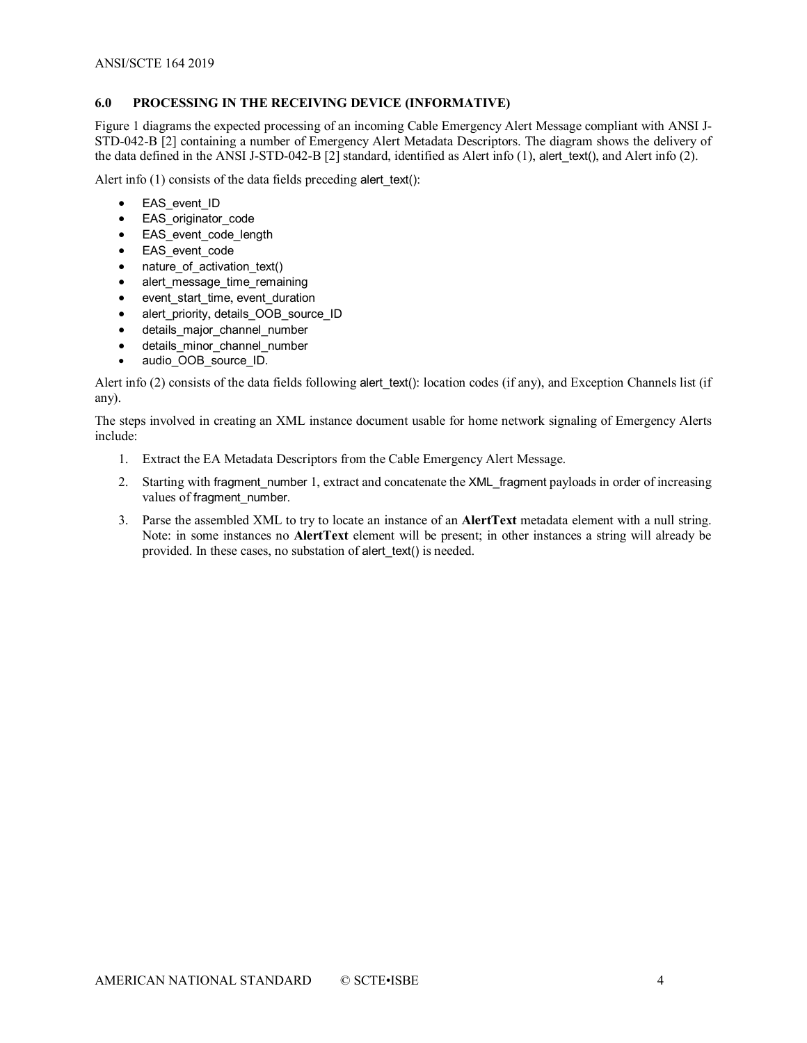## 6.0 PROCESSING IN THE RECEIVING DEVICE (INFORMATIVE)

Figure 1 diagrams the expected processing of an incoming Cable Emergency Alert Message compliant with ANSI J-STD-042-B [2] containing a number of Emergency Alert Metadata Descriptors. The diagram shows the delivery of the data defined in the ANSI J-STD-042-B [2] standard, identified as Alert info (1), alert_text(), and Alert info (2).

Alert info (1) consists of the data fields preceding alert_text():

- EAS_event_ID
- EAS_originator_code
- EAS_event_code_length
- EAS_event_code
- nature_of_activation_text()
- alert_message_time_remaining
- event_start_time, event_duration
- alert_priority, details_OOB_source_ID
- details_major_channel_number
- details_minor_channel_number
- audio_OOB_source_ID.

Alert info (2) consists of the data fields following alert_text(): location codes (if any), and Exception Channels list (if any).

The steps involved in creating an XML instance document usable for home network signaling of Emergency Alerts include:

1. Extract the EA Metadata Descriptors from the Cable Emergency Alert Message.
2. Starting with fragment_number 1, extract and concatenate the XML_fragment payloads in order of increasing values of fragment_number.
3. Parse the assembled XML to try to locate an instance of an **AlertText** metadata element with a null string. Note: in some instances no **AlertText** element will be present; in other instances a string will already be provided. In these cases, no substation of alert_text() is needed.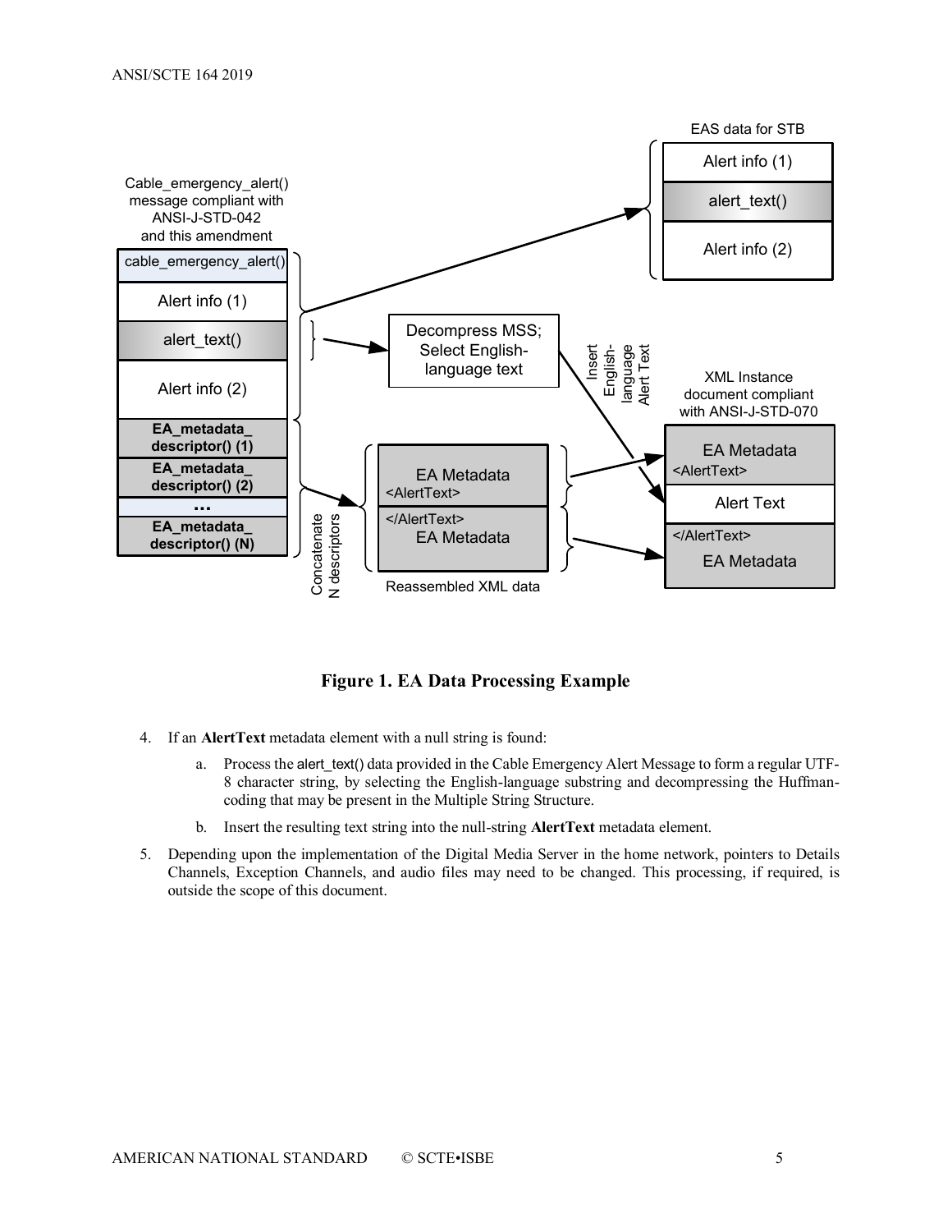EAS data for STB

Alert info (1)

alert_text()

Alert info (2)

Cable_emergency_alert() message compliant with ANSI-J-STD-042 and this amendment

cable_emergency_alert()

Alert info (1)

alert_text()

Alert info (2)

EA_metadata_descriptor() (1)

EA_metadata_descriptor() (2)

...

EA_metadata_descriptor() (N)

Decompress MSS; Select English-language text

Insert English-language Alert Text

XML Instance document compliant with ANSI-J-STD-070

Concatenate N descriptors

EA Metadata
<AlertText>
</AlertText>
EA Metadata

Reassembled XML data

EA Metadata
<AlertText>
Alert Text
</AlertText>
EA Metadata

**Figure 1. EA Data Processing Example**

4. If an **AlertText** metadata element with a null string is found:

   a. Process the alert_text() data provided in the Cable Emergency Alert Message to form a regular UTF-8 character string, by selecting the English-language substring and decompressing the Huffman-coding that may be present in the Multiple String Structure.

   b. Insert the resulting text string into the null-string **AlertText** metadata element.

5. Depending upon the implementation of the Digital Media Server in the home network, pointers to Details Channels, Exception Channels, and audio files may need to be changed. This processing, if required, is outside the scope of this document.